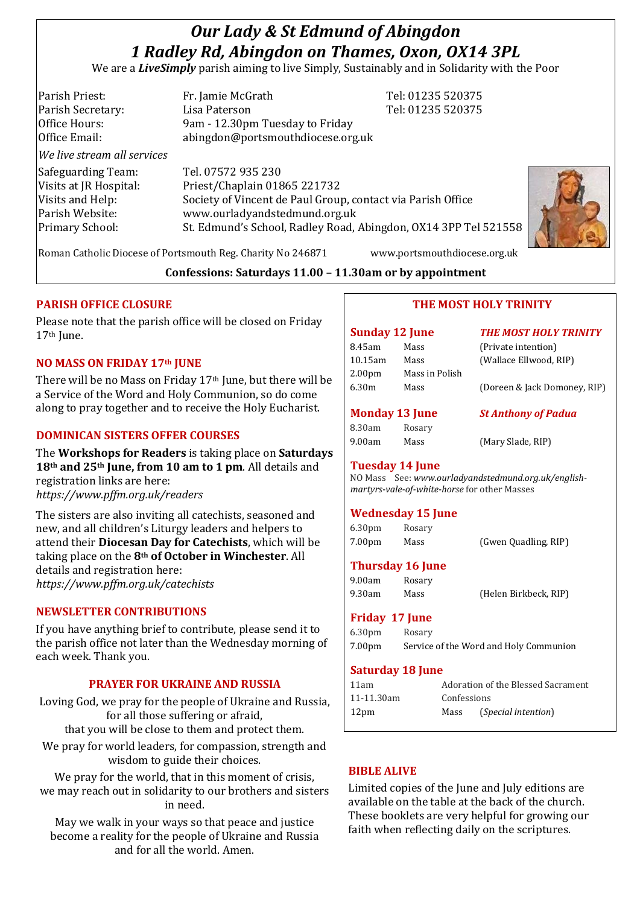# *Our Lady & St Edmund of Abingdon*
# *1 Radley Rd, Abingdon on Thames, Oxon, OX14 3PL*

We are a ***LiveSimply*** parish aiming to live Simply, Sustainably and in Solidarity with the Poor

| | | |
|---|---|---|
| Parish Priest: | Fr. Jamie McGrath | Tel: 01235 520375 |
| Parish Secretary: | Lisa Paterson | Tel: 01235 520375 |
| Office Hours: | 9am - 12.30pm Tuesday to Friday | |
| Office Email: | abingdon@portsmouthdiocese.org.uk | |

*We live stream all services*

| | |
|---|---|
| Safeguarding Team: | Tel. 07572 935 230 |
| Visits at JR Hospital: | Priest/Chaplain 01865 221732 |
| Visits and Help: | Society of Vincent de Paul Group, contact via Parish Office |
| Parish Website: | www.ourladyandstedmund.org.uk |
| Primary School: | St. Edmund's School, Radley Road, Abingdon, OX14 3PP Tel 521558 |

Roman Catholic Diocese of Portsmouth Reg. Charity No 246871 www.portsmouthdiocese.org.uk

**Confessions: Saturdays 11.00 – 11.30am or by appointment**

## PARISH OFFICE CLOSURE

Please note that the parish office will be closed on Friday 17th June.

## NO MASS ON FRIDAY 17th JUNE

There will be no Mass on Friday 17th June, but there will be a Service of the Word and Holy Communion, so do come along to pray together and to receive the Holy Eucharist.

## DOMINICAN SISTERS OFFER COURSES

The **Workshops for Readers** is taking place on **Saturdays 18th and 25th June, from 10 am to 1 pm**. All details and registration links are here: *https://www.pffm.org.uk/readers*

The sisters are also inviting all catechists, seasoned and new, and all children's Liturgy leaders and helpers to attend their **Diocesan Day for Catechists**, which will be taking place on the **8th of October in Winchester**. All details and registration here: *https://www.pffm.org.uk/catechists*

## NEWSLETTER CONTRIBUTIONS

If you have anything brief to contribute, please send it to the parish office not later than the Wednesday morning of each week. Thank you.

## PRAYER FOR UKRAINE AND RUSSIA

Loving God, we pray for the people of Ukraine and Russia, for all those suffering or afraid,
that you will be close to them and protect them.

We pray for world leaders, for compassion, strength and wisdom to guide their choices.

We pray for the world, that in this moment of crisis, we may reach out in solidarity to our brothers and sisters in need.

May we walk in your ways so that peace and justice become a reality for the people of Ukraine and Russia and for all the world. Amen.

## THE MOST HOLY TRINITY

**Sunday 12 June** — ***THE MOST HOLY TRINITY***

| | | |
|---|---|---|
| 8.45am | Mass | (Private intention) |
| 10.15am | Mass | (Wallace Ellwood, RIP) |
| 2.00pm | Mass in Polish | |
| 6.30m | Mass | (Doreen & Jack Domoney, RIP) |

**Monday 13 June** — ***St Anthony of Padua***

| | | |
|---|---|---|
| 8.30am | Rosary | |
| 9.00am | Mass | (Mary Slade, RIP) |

**Tuesday 14 June**

NO Mass See: *www.ourladyandstedmund.org.uk/english-martyrs-vale-of-white-horse* for other Masses

**Wednesday 15 June**

| | | |
|---|---|---|
| 6.30pm | Rosary | |
| 7.00pm | Mass | (Gwen Quadling, RIP) |

**Thursday 16 June**

| | | |
|---|---|---|
| 9.00am | Rosary | |
| 9.30am | Mass | (Helen Birkbeck, RIP) |

**Friday 17 June**

| | |
|---|---|
| 6.30pm | Rosary |
| 7.00pm | Service of the Word and Holy Communion |

**Saturday 18 June**

| | |
|---|---|
| 11am | Adoration of the Blessed Sacrament |
| 11-11.30am | Confessions |
| 12pm | Mass (*Special intention*) |

## BIBLE ALIVE

Limited copies of the June and July editions are available on the table at the back of the church. These booklets are very helpful for growing our faith when reflecting daily on the scriptures.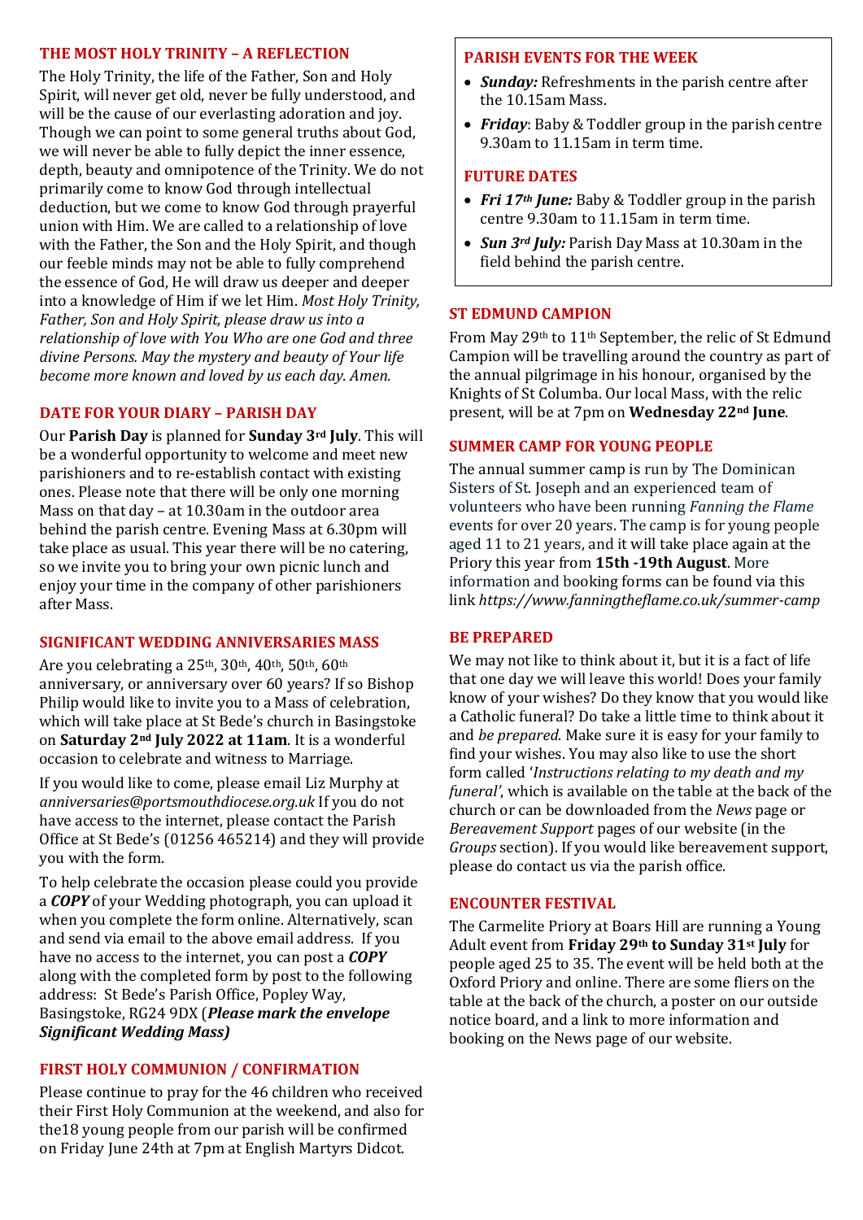## THE MOST HOLY TRINITY – A REFLECTION

The Holy Trinity, the life of the Father, Son and Holy Spirit, will never get old, never be fully understood, and will be the cause of our everlasting adoration and joy. Though we can point to some general truths about God, we will never be able to fully depict the inner essence, depth, beauty and omnipotence of the Trinity. We do not primarily come to know God through intellectual deduction, but we come to know God through prayerful union with Him. We are called to a relationship of love with the Father, the Son and the Holy Spirit, and though our feeble minds may not be able to fully comprehend the essence of God, He will draw us deeper and deeper into a knowledge of Him if we let Him. *Most Holy Trinity, Father, Son and Holy Spirit, please draw us into a relationship of love with You Who are one God and three divine Persons. May the mystery and beauty of Your life become more known and loved by us each day. Amen.*

## DATE FOR YOUR DIARY – PARISH DAY

Our **Parish Day** is planned for **Sunday 3rd July**. This will be a wonderful opportunity to welcome and meet new parishioners and to re-establish contact with existing ones. Please note that there will be only one morning Mass on that day – at 10.30am in the outdoor area behind the parish centre. Evening Mass at 6.30pm will take place as usual. This year there will be no catering, so we invite you to bring your own picnic lunch and enjoy your time in the company of other parishioners after Mass.

## SIGNIFICANT WEDDING ANNIVERSARIES MASS

Are you celebrating a 25th, 30th, 40th, 50th, 60th anniversary, or anniversary over 60 years? If so Bishop Philip would like to invite you to a Mass of celebration, which will take place at St Bede's church in Basingstoke on **Saturday 2nd July 2022 at 11am**. It is a wonderful occasion to celebrate and witness to Marriage.

If you would like to come, please email Liz Murphy at *anniversaries@portsmouthdiocese.org.uk* If you do not have access to the internet, please contact the Parish Office at St Bede's (01256 465214) and they will provide you with the form.

To help celebrate the occasion please could you provide a ***COPY*** of your Wedding photograph, you can upload it when you complete the form online. Alternatively, scan and send via email to the above email address. If you have no access to the internet, you can post a ***COPY*** along with the completed form by post to the following address: St Bede's Parish Office, Popley Way, Basingstoke, RG24 9DX (***Please mark the envelope Significant Wedding Mass)***

## FIRST HOLY COMMUNION / CONFIRMATION

Please continue to pray for the 46 children who received their First Holy Communion at the weekend, and also for the18 young people from our parish will be confirmed on Friday June 24th at 7pm at English Martyrs Didcot.

## PARISH EVENTS FOR THE WEEK

- ***Sunday:*** Refreshments in the parish centre after the 10.15am Mass.
- ***Friday***: Baby & Toddler group in the parish centre 9.30am to 11.15am in term time.

## FUTURE DATES

- ***Fri 17th June:*** Baby & Toddler group in the parish centre 9.30am to 11.15am in term time.
- ***Sun 3rd July:*** Parish Day Mass at 10.30am in the field behind the parish centre.

## ST EDMUND CAMPION

From May 29th to 11th September, the relic of St Edmund Campion will be travelling around the country as part of the annual pilgrimage in his honour, organised by the Knights of St Columba. Our local Mass, with the relic present, will be at 7pm on **Wednesday 22nd June**.

## SUMMER CAMP FOR YOUNG PEOPLE

The annual summer camp is run by The Dominican Sisters of St. Joseph and an experienced team of volunteers who have been running *Fanning the Flame* events for over 20 years. The camp is for young people aged 11 to 21 years, and it will take place again at the Priory this year from **15th -19th August**. More information and booking forms can be found via this link *https://www.fanningtheflame.co.uk/summer-camp*

## BE PREPARED

We may not like to think about it, but it is a fact of life that one day we will leave this world! Does your family know of your wishes? Do they know that you would like a Catholic funeral? Do take a little time to think about it and *be prepared*. Make sure it is easy for your family to find your wishes. You may also like to use the short form called '*Instructions relating to my death and my funeral'*, which is available on the table at the back of the church or can be downloaded from the *News* page or *Bereavement Support* pages of our website (in the *Groups* section). If you would like bereavement support, please do contact us via the parish office.

## ENCOUNTER FESTIVAL

The Carmelite Priory at Boars Hill are running a Young Adult event from **Friday 29th to Sunday 31st July** for people aged 25 to 35. The event will be held both at the Oxford Priory and online. There are some fliers on the table at the back of the church, a poster on our outside notice board, and a link to more information and booking on the News page of our website.